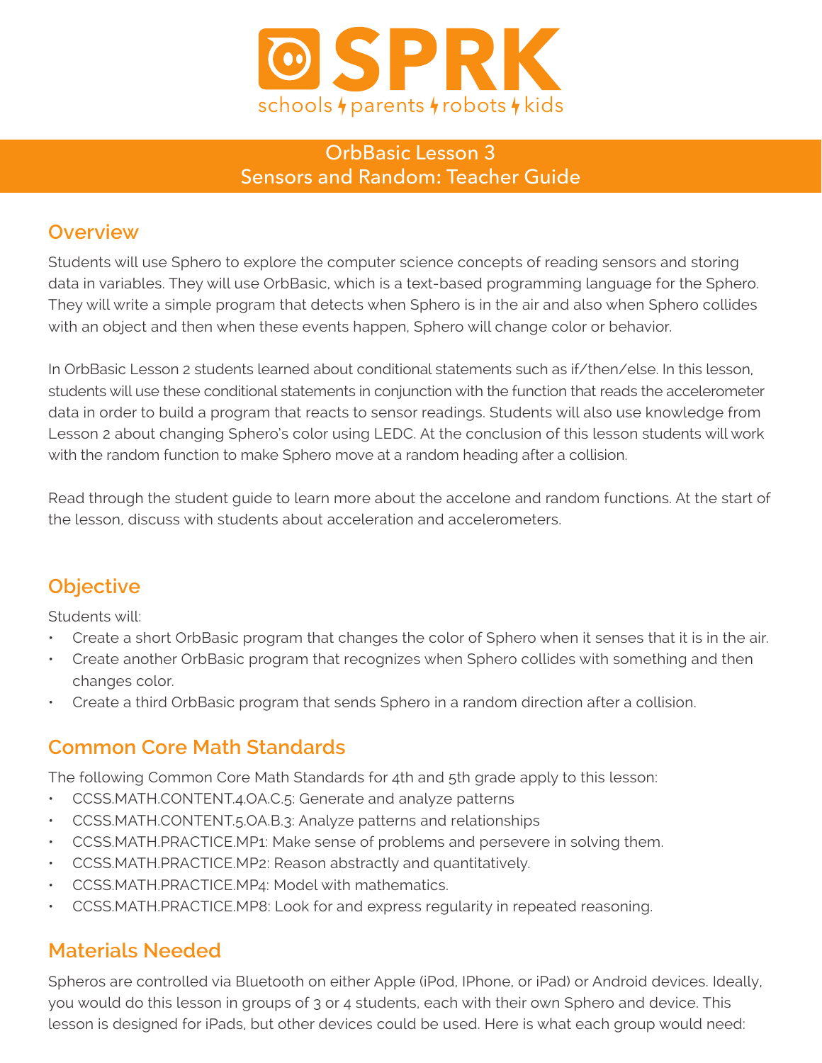SPRK

schools parents robots kids

# OrbBasic Lesson 3
# Sensors and Random: Teacher Guide

## Overview

Students will use Sphero to explore the computer science concepts of reading sensors and storing data in variables. They will use OrbBasic, which is a text-based programming language for the Sphero. They will write a simple program that detects when Sphero is in the air and also when Sphero collides with an object and then when these events happen, Sphero will change color or behavior.

In OrbBasic Lesson 2 students learned about conditional statements such as if/then/else. In this lesson, students will use these conditional statements in conjunction with the function that reads the accelerometer data in order to build a program that reacts to sensor readings. Students will also use knowledge from Lesson 2 about changing Sphero's color using LEDC. At the conclusion of this lesson students will work with the random function to make Sphero move at a random heading after a collision.

Read through the student guide to learn more about the accelone and random functions. At the start of the lesson, discuss with students about acceleration and accelerometers.

## Objective

Students will:

- Create a short OrbBasic program that changes the color of Sphero when it senses that it is in the air.
- Create another OrbBasic program that recognizes when Sphero collides with something and then changes color.
- Create a third OrbBasic program that sends Sphero in a random direction after a collision.

## Common Core Math Standards

The following Common Core Math Standards for 4th and 5th grade apply to this lesson:

- CCSS.MATH.CONTENT.4.OA.C.5: Generate and analyze patterns
- CCSS.MATH.CONTENT.5.OA.B.3: Analyze patterns and relationships
- CCSS.MATH.PRACTICE.MP1: Make sense of problems and persevere in solving them.
- CCSS.MATH.PRACTICE.MP2: Reason abstractly and quantitatively.
- CCSS.MATH.PRACTICE.MP4: Model with mathematics.
- CCSS.MATH.PRACTICE.MP8: Look for and express regularity in repeated reasoning.

## Materials Needed

Spheros are controlled via Bluetooth on either Apple (iPod, IPhone, or iPad) or Android devices. Ideally, you would do this lesson in groups of 3 or 4 students, each with their own Sphero and device. This lesson is designed for iPads, but other devices could be used. Here is what each group would need: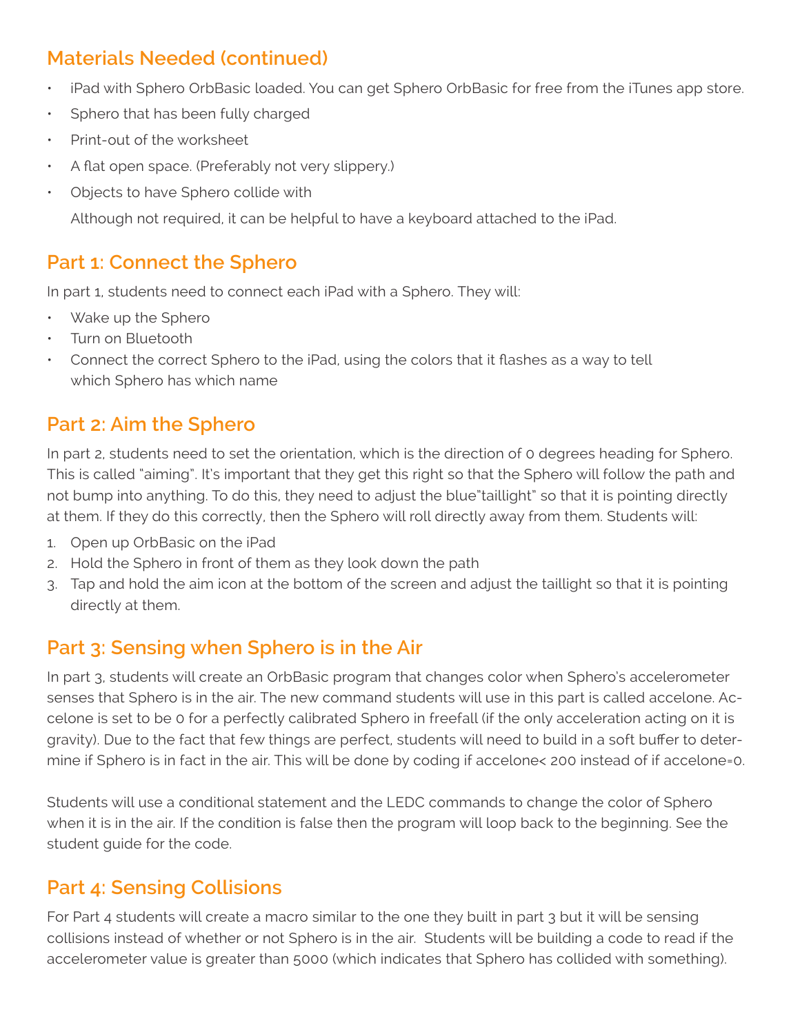## Materials Needed (continued)

- iPad with Sphero OrbBasic loaded. You can get Sphero OrbBasic for free from the iTunes app store.
- Sphero that has been fully charged
- Print-out of the worksheet
- A flat open space. (Preferably not very slippery.)
- Objects to have Sphero collide with

  Although not required, it can be helpful to have a keyboard attached to the iPad.

## Part 1: Connect the Sphero

In part 1, students need to connect each iPad with a Sphero. They will:

- Wake up the Sphero
- Turn on Bluetooth
- Connect the correct Sphero to the iPad, using the colors that it flashes as a way to tell which Sphero has which name

## Part 2: Aim the Sphero

In part 2, students need to set the orientation, which is the direction of 0 degrees heading for Sphero. This is called "aiming". It's important that they get this right so that the Sphero will follow the path and not bump into anything. To do this, they need to adjust the blue"taillight" so that it is pointing directly at them. If they do this correctly, then the Sphero will roll directly away from them. Students will:

1. Open up OrbBasic on the iPad
2. Hold the Sphero in front of them as they look down the path
3. Tap and hold the aim icon at the bottom of the screen and adjust the taillight so that it is pointing directly at them.

## Part 3: Sensing when Sphero is in the Air

In part 3, students will create an OrbBasic program that changes color when Sphero's accelerometer senses that Sphero is in the air. The new command students will use in this part is called accelone. Accelone is set to be 0 for a perfectly calibrated Sphero in freefall (if the only acceleration acting on it is gravity). Due to the fact that few things are perfect, students will need to build in a soft buffer to determine if Sphero is in fact in the air. This will be done by coding if accelone< 200 instead of if accelone=0.

Students will use a conditional statement and the LEDC commands to change the color of Sphero when it is in the air. If the condition is false then the program will loop back to the beginning. See the student guide for the code.

## Part 4: Sensing Collisions

For Part 4 students will create a macro similar to the one they built in part 3 but it will be sensing collisions instead of whether or not Sphero is in the air. Students will be building a code to read if the accelerometer value is greater than 5000 (which indicates that Sphero has collided with something).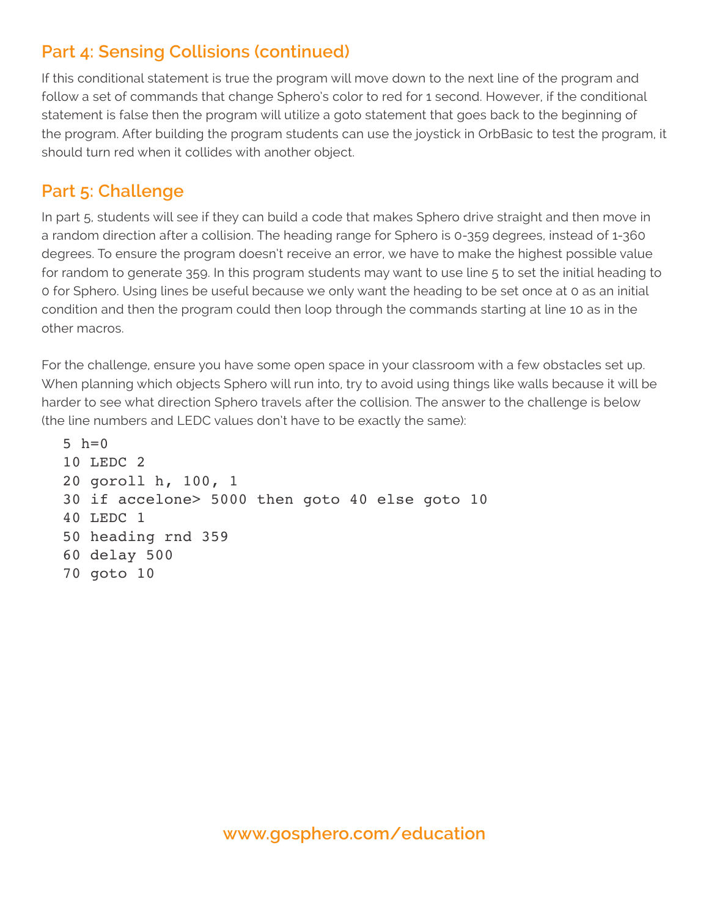## Part 4: Sensing Collisions (continued)

If this conditional statement is true the program will move down to the next line of the program and follow a set of commands that change Sphero's color to red for 1 second. However, if the conditional statement is false then the program will utilize a goto statement that goes back to the beginning of the program. After building the program students can use the joystick in OrbBasic to test the program, it should turn red when it collides with another object.

## Part 5: Challenge

In part 5, students will see if they can build a code that makes Sphero drive straight and then move in a random direction after a collision. The heading range for Sphero is 0-359 degrees, instead of 1-360 degrees. To ensure the program doesn't receive an error, we have to make the highest possible value for random to generate 359. In this program students may want to use line 5 to set the initial heading to 0 for Sphero. Using lines be useful because we only want the heading to be set once at 0 as an initial condition and then the program could then loop through the commands starting at line 10 as in the other macros.

For the challenge, ensure you have some open space in your classroom with a few obstacles set up. When planning which objects Sphero will run into, try to avoid using things like walls because it will be harder to see what direction Sphero travels after the collision. The answer to the challenge is below (the line numbers and LEDC values don't have to be exactly the same):

```
5 h=0
10 LEDC 2
20 goroll h, 100, 1
30 if accelone> 5000 then goto 40 else goto 10
40 LEDC 1
50 heading rnd 359
60 delay 500
70 goto 10
```

www.gosphero.com/education